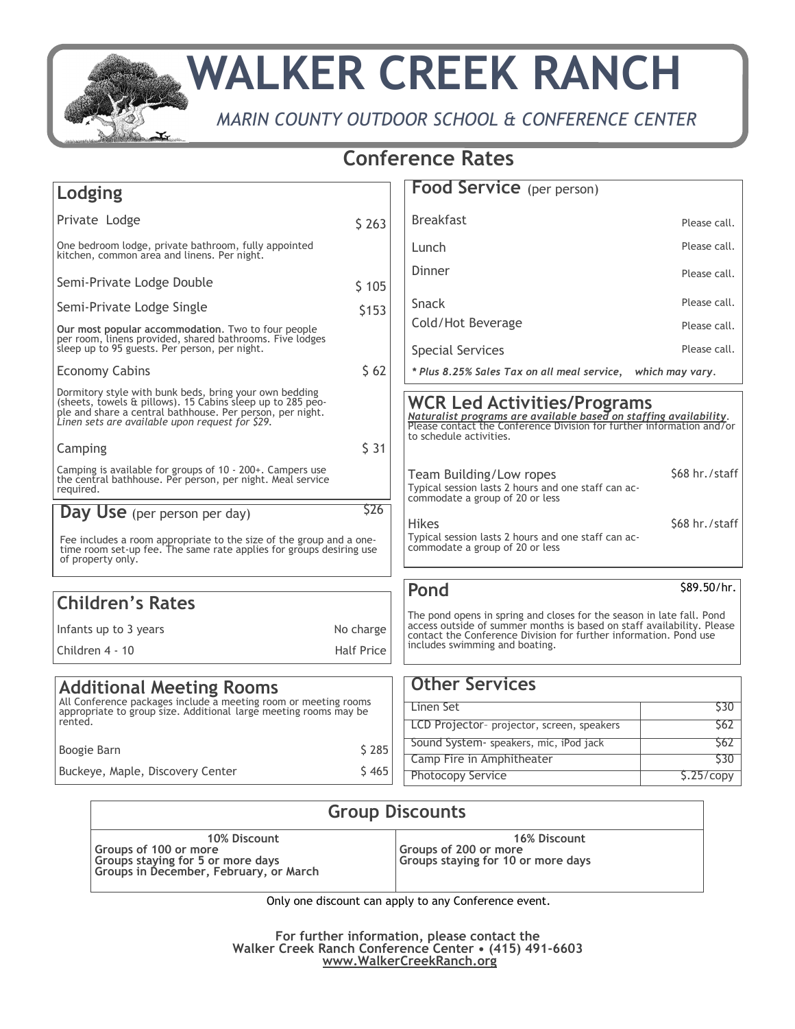# WALKER CREEK RANCH

*MARIN COUNTY OUTDOOR SCHOOL & CONFERENCE CENTER*

## Conference Rates

### Lodging

**Private Lodge** — $ 263

One bedroom lodge, private bathroom, fully appointed kitchen, common area and linens. Per night.

**Semi-Private Lodge Double** — $ 105

**Semi-Private Lodge Single** — $153

**Our most popular accommodation**. Two to four people per room, linens provided, shared bathrooms. Five lodges sleep up to 95 guests. Per person, per night.

**Economy Cabins** — $ 62

Dormitory style with bunk beds, bring your own bedding (sheets, towels & pillows). 15 Cabins sleep up to 285 people and share a central bathhouse. Per person, per night. *Linen sets are available upon request for $29.*

**Camping** — $ 31

Camping is available for groups of 10 - 200+. Campers use the central bathhouse. Per person, per night. Meal service required.

### Day Use (per person per day) — $26

Fee includes a room appropriate to the size of the group and a one-time room set-up fee. The same rate applies for groups desiring use of property only.

### Children's Rates

| | |
|---|---|
| Infants up to 3 years | No charge |
| Children 4 - 10 | Half Price |

### Additional Meeting Rooms

All Conference packages include a meeting room or meeting rooms appropriate to group size. Additional large meeting rooms may be rented.

| | |
|---|---|
| Boogie Barn | $ 285 |
| Buckeye, Maple, Discovery Center | $ 465 |

### Food Service (per person)

| | |
|---|---|
| Breakfast | Please call. |
| Lunch | Please call. |
| Dinner | Please call. |
| Snack | Please call. |
| Cold/Hot Beverage | Please call. |
| Special Services | Please call. |

*\* Plus 8.25% Sales Tax on all meal service, which may vary.*

### WCR Led Activities/Programs

***Naturalist programs are available based on staffing availability***. Please contact the Conference Division for further information and/or to schedule activities.

**Team Building/Low ropes** — $68 hr./staff

Typical session lasts 2 hours and one staff can accommodate a group of 20 or less

**Hikes** — $68 hr./staff

Typical session lasts 2 hours and one staff can accommodate a group of 20 or less

### Pond — $89.50/hr.

The pond opens in spring and closes for the season in late fall. Pond access outside of summer months is based on staff availability. Please contact the Conference Division for further information. Pond use includes swimming and boating.

### Other Services

| | |
|---|---|
| Linen Set | $30 |
| LCD Projector- projector, screen, speakers | $62 |
| Sound System- speakers, mic, iPod jack | $62 |
| Camp Fire in Amphitheater | $30 |
| Photocopy Service | $.25/copy |

### Group Discounts

| 10% Discount | 16% Discount |
|---|---|
| **Groups of 100 or more**<br>**Groups staying for 5 or more days**<br>**Groups in December, February, or March** | **Groups of 200 or more**<br>**Groups staying for 10 or more days** |

Only one discount can apply to any Conference event.

**For further information, please contact the**
**Walker Creek Ranch Conference Center • (415) 491-6603**
**www.WalkerCreekRanch.org**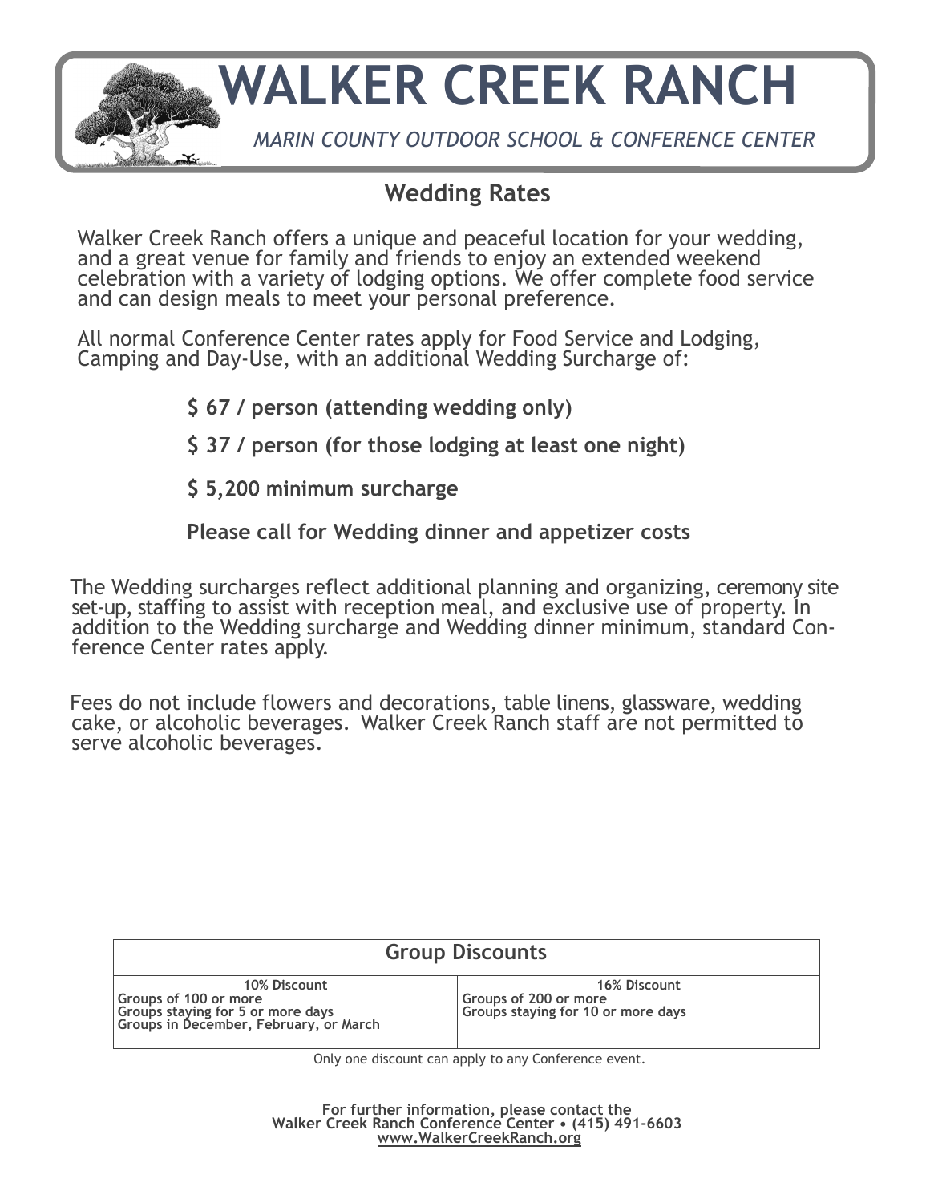# WALKER CREEK RANCH

*MARIN COUNTY OUTDOOR SCHOOL & CONFERENCE CENTER*

## Wedding Rates

Walker Creek Ranch offers a unique and peaceful location for your wedding, and a great venue for family and friends to enjoy an extended weekend celebration with a variety of lodging options. We offer complete food service and can design meals to meet your personal preference.

All normal Conference Center rates apply for Food Service and Lodging, Camping and Day-Use, with an additional Wedding Surcharge of:

**$ 67 / person (attending wedding only)**

**$ 37 / person (for those lodging at least one night)**

**$ 5,200 minimum surcharge**

**Please call for Wedding dinner and appetizer costs**

The Wedding surcharges reflect additional planning and organizing, ceremony site set-up, staffing to assist with reception meal, and exclusive use of property. In addition to the Wedding surcharge and Wedding dinner minimum, standard Conference Center rates apply.

Fees do not include flowers and decorations, table linens, glassware, wedding cake, or alcoholic beverages. Walker Creek Ranch staff are not permitted to serve alcoholic beverages.

| Group Discounts | |
|---|---|
| **10% Discount**<br>Groups of 100 or more<br>Groups staying for 5 or more days<br>Groups in December, February, or March | **16% Discount**<br>Groups of 200 or more<br>Groups staying for 10 or more days |

Only one discount can apply to any Conference event.

**For further information, please contact the**
**Walker Creek Ranch Conference Center • (415) 491-6603**
**www.WalkerCreekRanch.org**